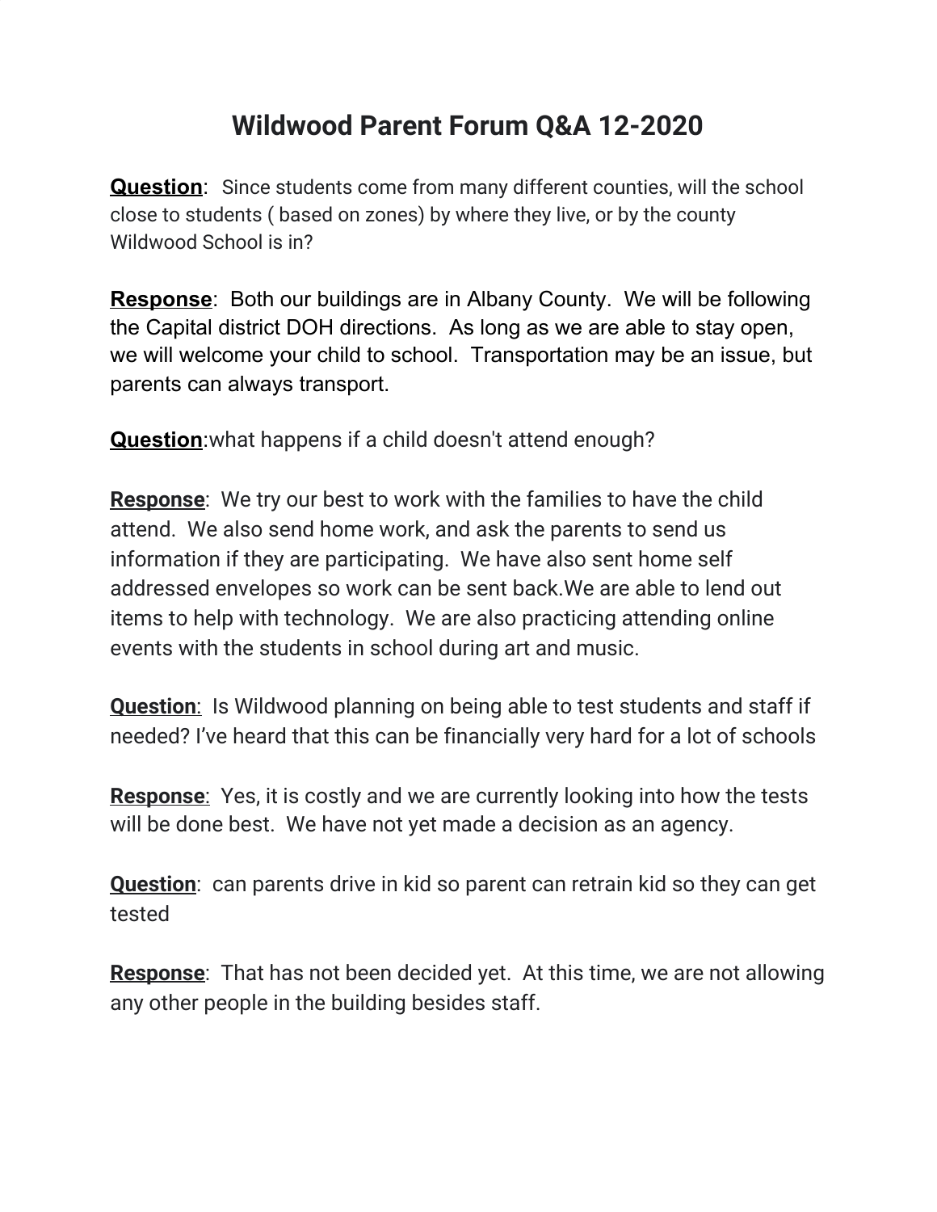# Wildwood Parent Forum Q&A 12-2020

**Question**: Since students come from many different counties, will the school close to students ( based on zones) by where they live, or by the county Wildwood School is in?

**Response**: Both our buildings are in Albany County. We will be following the Capital district DOH directions. As long as we are able to stay open, we will welcome your child to school. Transportation may be an issue, but parents can always transport.

**Question**:what happens if a child doesn't attend enough?

**Response**: We try our best to work with the families to have the child attend. We also send home work, and ask the parents to send us information if they are participating. We have also sent home self addressed envelopes so work can be sent back.We are able to lend out items to help with technology. We are also practicing attending online events with the students in school during art and music.

**Question**: Is Wildwood planning on being able to test students and staff if needed? I've heard that this can be financially very hard for a lot of schools

**Response**: Yes, it is costly and we are currently looking into how the tests will be done best. We have not yet made a decision as an agency.

**Question**: can parents drive in kid so parent can retrain kid so they can get tested

**Response**: That has not been decided yet. At this time, we are not allowing any other people in the building besides staff.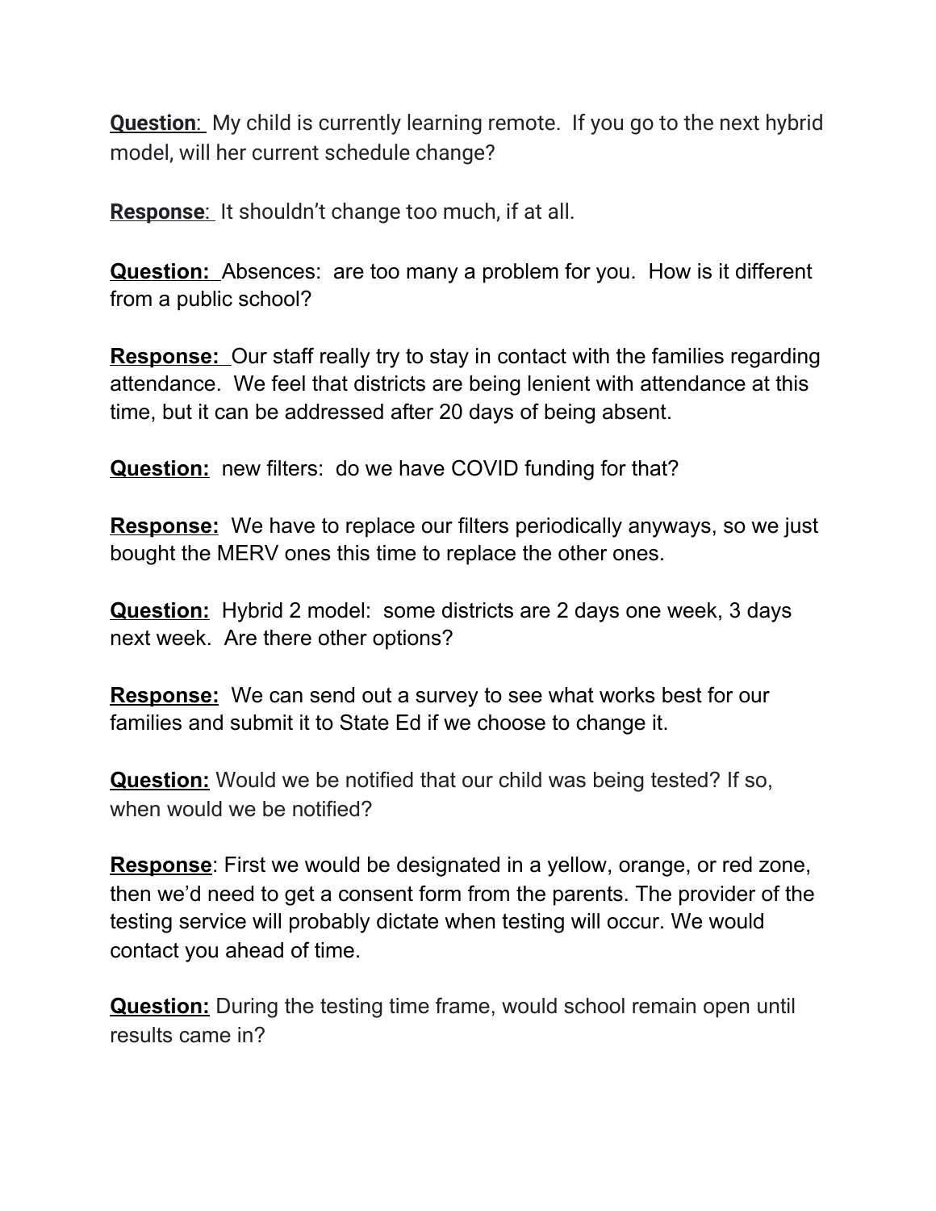**Question**:  My child is currently learning remote.  If you go to the next hybrid model, will her current schedule change?

**Response**:  It shouldn't change too much, if at all.

**Question:**  Absences:  are too many a problem for you.  How is it different from a public school?

**Response:**  Our staff really try to stay in contact with the families regarding attendance.  We feel that districts are being lenient with attendance at this time, but it can be addressed after 20 days of being absent.

**Question:**  new filters:  do we have COVID funding for that?

**Response:**  We have to replace our filters periodically anyways, so we just bought the MERV ones this time to replace the other ones.

**Question:**  Hybrid 2 model:  some districts are 2 days one week, 3 days next week.  Are there other options?

**Response:**  We can send out a survey to see what works best for our families and submit it to State Ed if we choose to change it.

**Question:** Would we be notified that our child was being tested? If so, when would we be notified?

**Response**: First we would be designated in a yellow, orange, or red zone, then we'd need to get a consent form from the parents. The provider of the testing service will probably dictate when testing will occur. We would contact you ahead of time.

**Question:** During the testing time frame, would school remain open until results came in?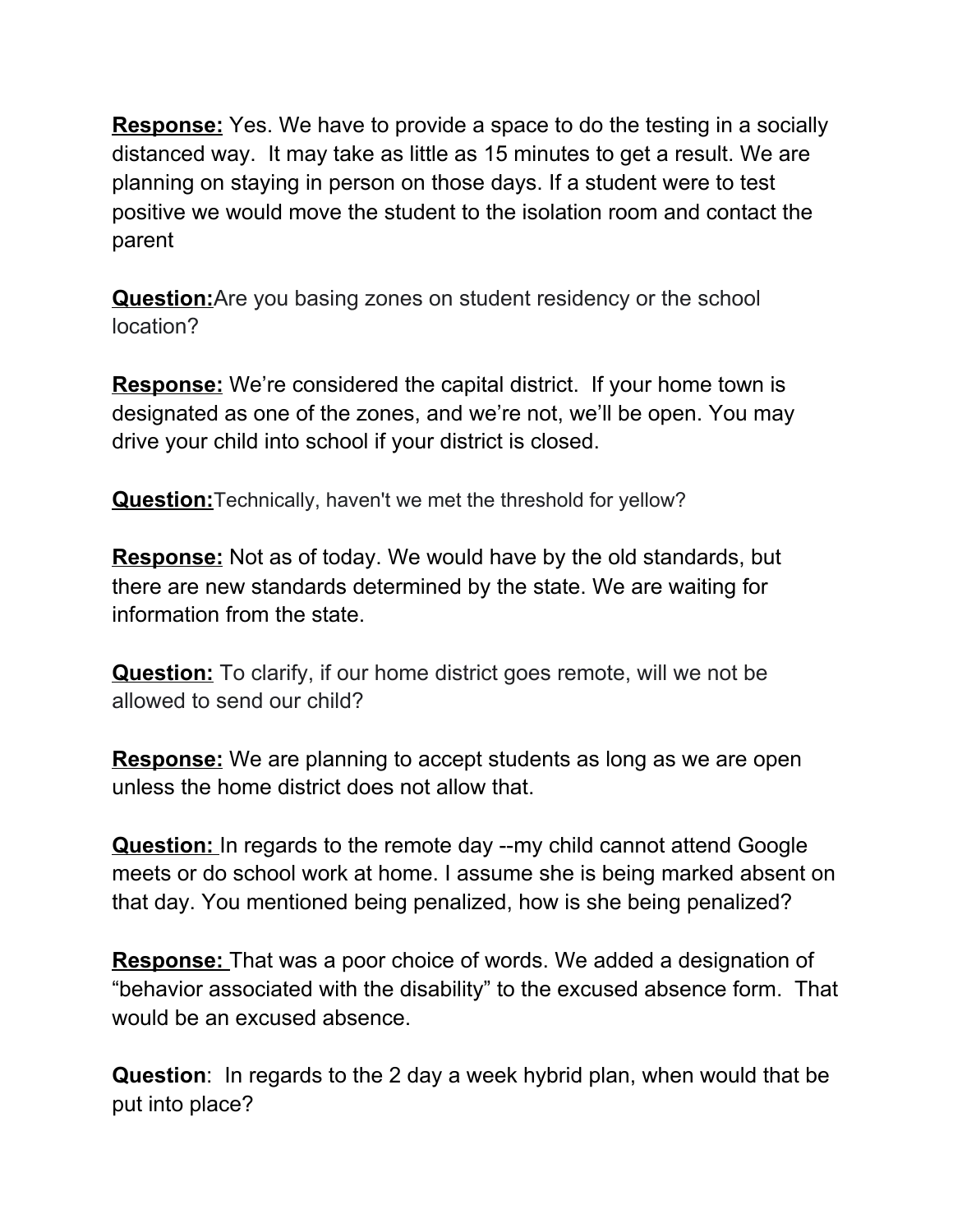**Response:** Yes. We have to provide a space to do the testing in a socially distanced way. It may take as little as 15 minutes to get a result. We are planning on staying in person on those days. If a student were to test positive we would move the student to the isolation room and contact the parent

**Question:**Are you basing zones on student residency or the school location?

**Response:** We're considered the capital district. If your home town is designated as one of the zones, and we're not, we'll be open. You may drive your child into school if your district is closed.

**Question:**Technically, haven't we met the threshold for yellow?

**Response:** Not as of today. We would have by the old standards, but there are new standards determined by the state. We are waiting for information from the state.

**Question:** To clarify, if our home district goes remote, will we not be allowed to send our child?

**Response:** We are planning to accept students as long as we are open unless the home district does not allow that.

**Question:** In regards to the remote day --my child cannot attend Google meets or do school work at home. I assume she is being marked absent on that day. You mentioned being penalized, how is she being penalized?

**Response:** That was a poor choice of words. We added a designation of "behavior associated with the disability" to the excused absence form. That would be an excused absence.

**Question**: In regards to the 2 day a week hybrid plan, when would that be put into place?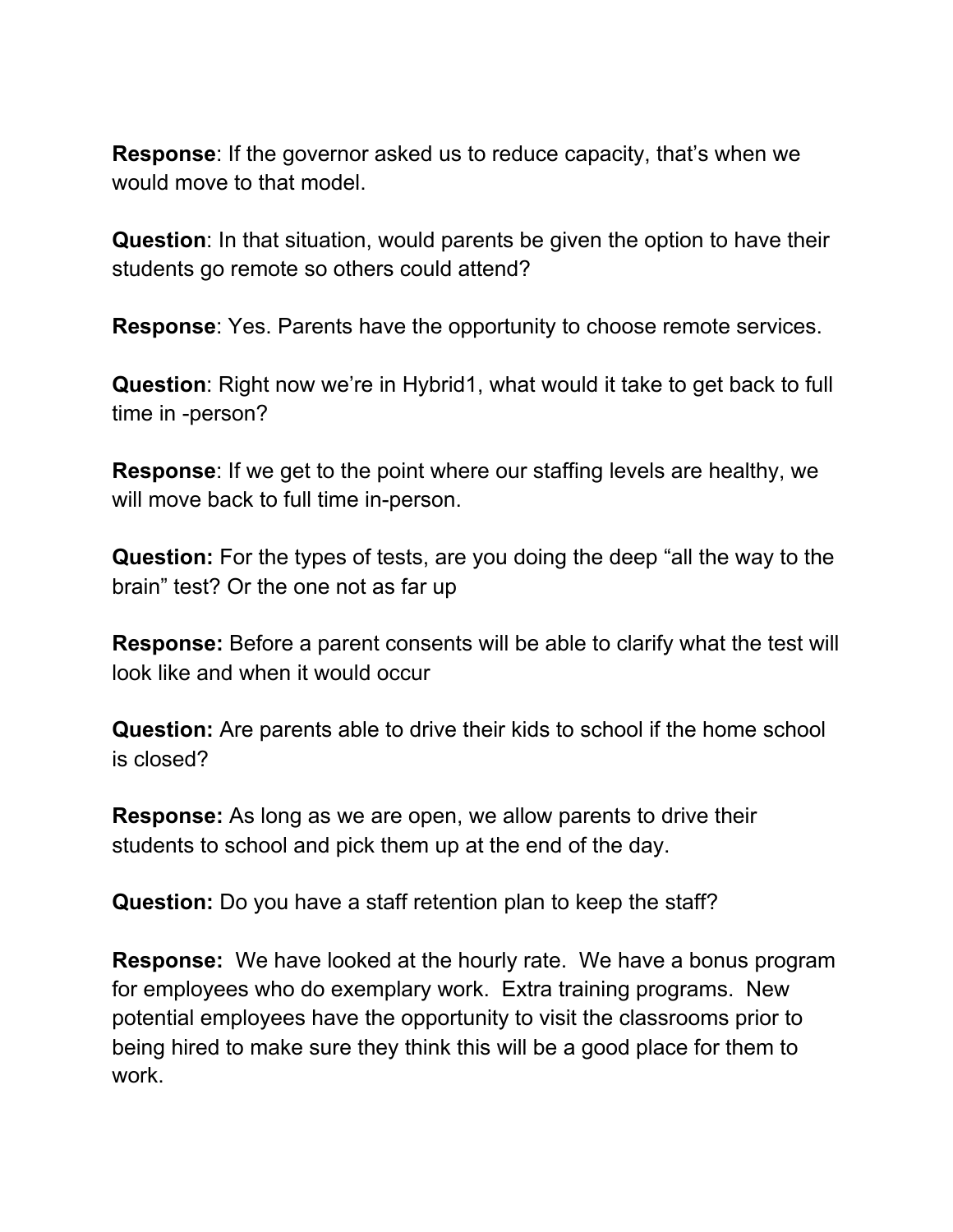**Response**: If the governor asked us to reduce capacity, that's when we would move to that model.

**Question**: In that situation, would parents be given the option to have their students go remote so others could attend?

**Response**: Yes. Parents have the opportunity to choose remote services.

**Question**: Right now we're in Hybrid1, what would it take to get back to full time in -person?

**Response**: If we get to the point where our staffing levels are healthy, we will move back to full time in-person.

**Question:** For the types of tests, are you doing the deep "all the way to the brain" test? Or the one not as far up

**Response:** Before a parent consents will be able to clarify what the test will look like and when it would occur

**Question:** Are parents able to drive their kids to school if the home school is closed?

**Response:** As long as we are open, we allow parents to drive their students to school and pick them up at the end of the day.

**Question:** Do you have a staff retention plan to keep the staff?

**Response:** We have looked at the hourly rate. We have a bonus program for employees who do exemplary work. Extra training programs. New potential employees have the opportunity to visit the classrooms prior to being hired to make sure they think this will be a good place for them to work.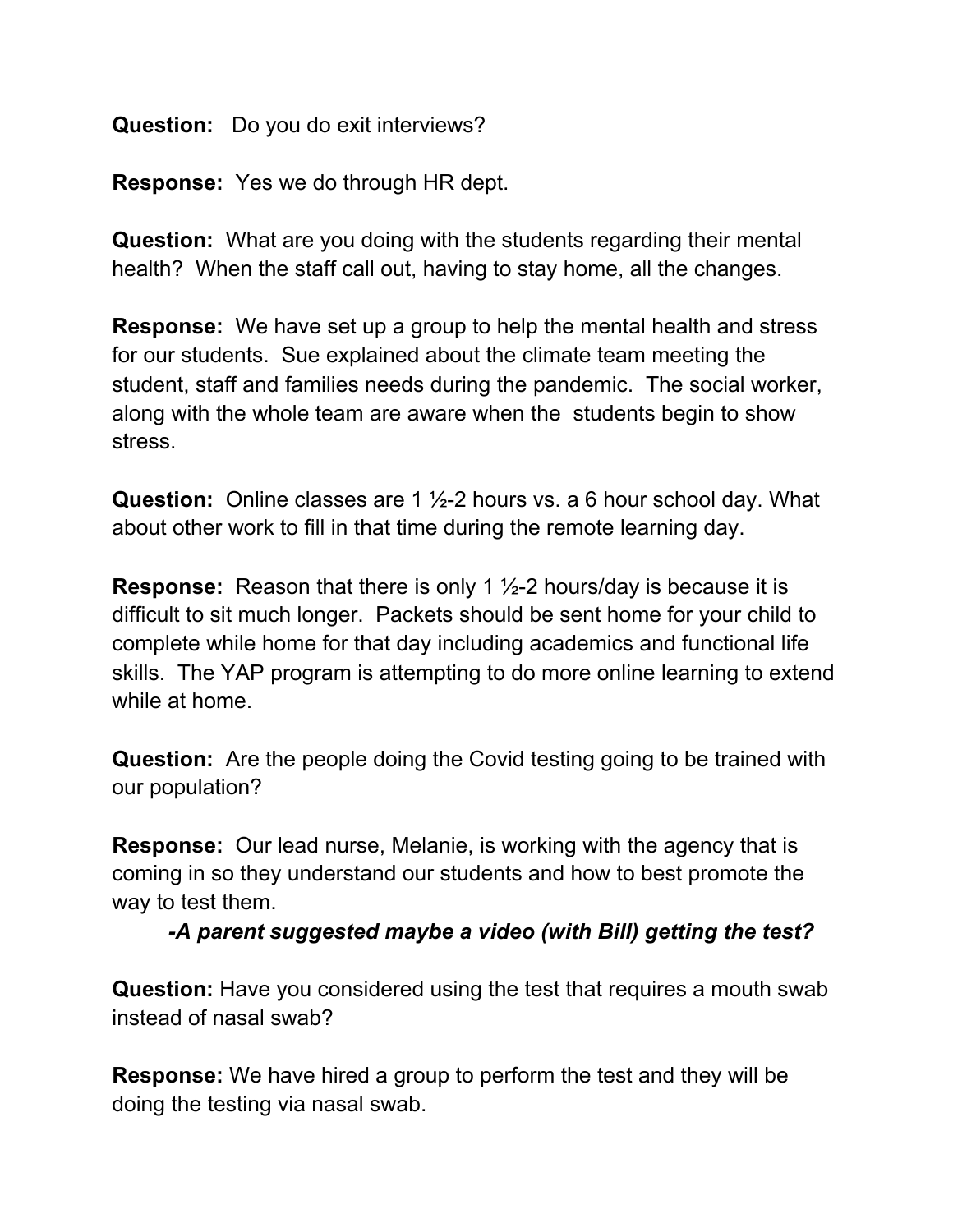**Question:** Do you do exit interviews?

**Response:** Yes we do through HR dept.

**Question:** What are you doing with the students regarding their mental health? When the staff call out, having to stay home, all the changes.

**Response:** We have set up a group to help the mental health and stress for our students. Sue explained about the climate team meeting the student, staff and families needs during the pandemic. The social worker, along with the whole team are aware when the students begin to show stress.

**Question:** Online classes are 1 ½-2 hours vs. a 6 hour school day. What about other work to fill in that time during the remote learning day.

**Response:** Reason that there is only 1 ½-2 hours/day is because it is difficult to sit much longer. Packets should be sent home for your child to complete while home for that day including academics and functional life skills. The YAP program is attempting to do more online learning to extend while at home.

**Question:** Are the people doing the Covid testing going to be trained with our population?

**Response:** Our lead nurse, Melanie, is working with the agency that is coming in so they understand our students and how to best promote the way to test them.

> ***-A parent suggested maybe a video (with Bill) getting the test?***

**Question:** Have you considered using the test that requires a mouth swab instead of nasal swab?

**Response:** We have hired a group to perform the test and they will be doing the testing via nasal swab.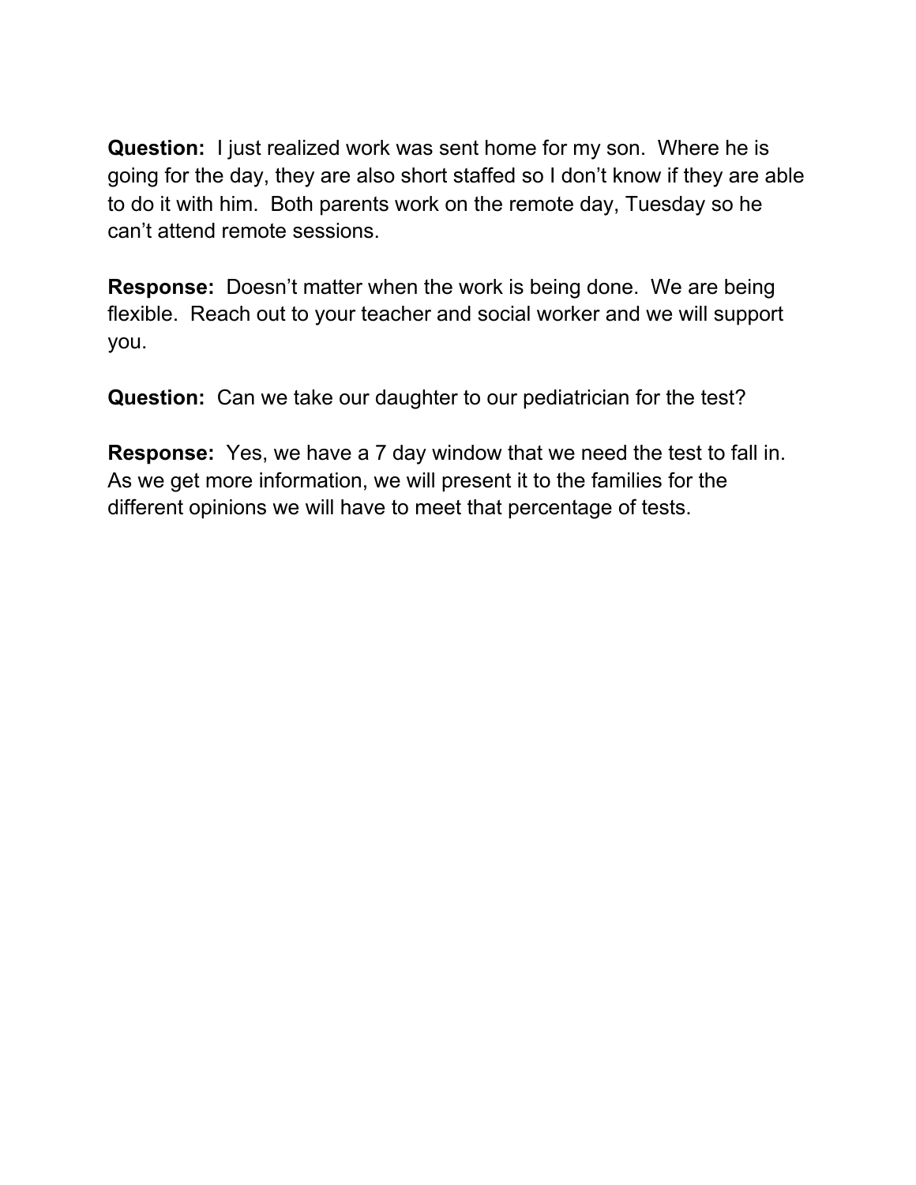**Question:** I just realized work was sent home for my son. Where he is going for the day, they are also short staffed so I don't know if they are able to do it with him. Both parents work on the remote day, Tuesday so he can't attend remote sessions.

**Response:** Doesn't matter when the work is being done. We are being flexible. Reach out to your teacher and social worker and we will support you.

**Question:** Can we take our daughter to our pediatrician for the test?

**Response:** Yes, we have a 7 day window that we need the test to fall in. As we get more information, we will present it to the families for the different opinions we will have to meet that percentage of tests.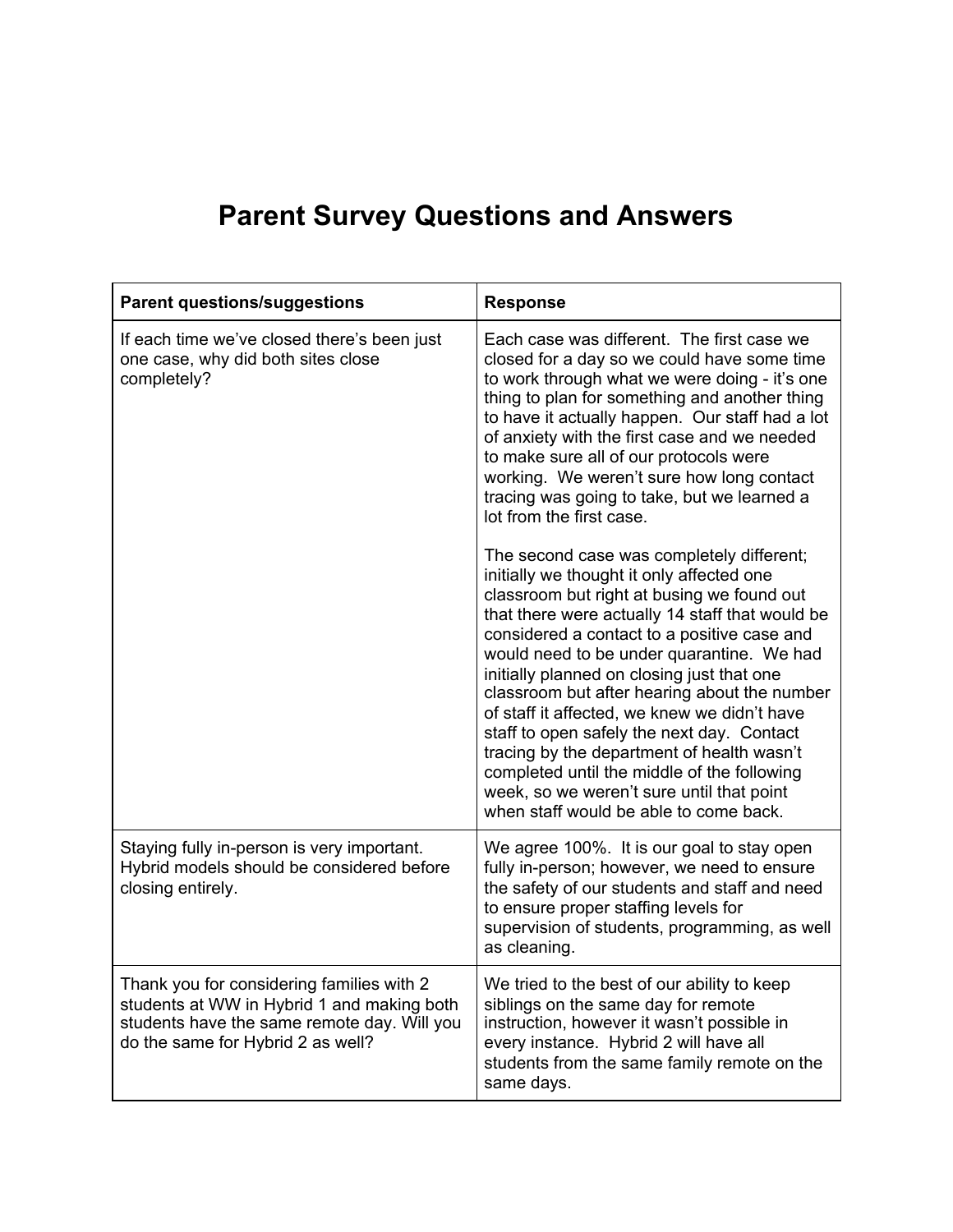# Parent Survey Questions and Answers

| Parent questions/suggestions | Response |
|---|---|
| If each time we've closed there's been just one case, why did both sites close completely? | Each case was different. The first case we closed for a day so we could have some time to work through what we were doing - it's one thing to plan for something and another thing to have it actually happen. Our staff had a lot of anxiety with the first case and we needed to make sure all of our protocols were working. We weren't sure how long contact tracing was going to take, but we learned a lot from the first case.<br><br>The second case was completely different; initially we thought it only affected one classroom but right at busing we found out that there were actually 14 staff that would be considered a contact to a positive case and would need to be under quarantine. We had initially planned on closing just that one classroom but after hearing about the number of staff it affected, we knew we didn't have staff to open safely the next day. Contact tracing by the department of health wasn't completed until the middle of the following week, so we weren't sure until that point when staff would be able to come back. |
| Staying fully in-person is very important. Hybrid models should be considered before closing entirely. | We agree 100%. It is our goal to stay open fully in-person; however, we need to ensure the safety of our students and staff and need to ensure proper staffing levels for supervision of students, programming, as well as cleaning. |
| Thank you for considering families with 2 students at WW in Hybrid 1 and making both students have the same remote day. Will you do the same for Hybrid 2 as well? | We tried to the best of our ability to keep siblings on the same day for remote instruction, however it wasn't possible in every instance. Hybrid 2 will have all students from the same family remote on the same days. |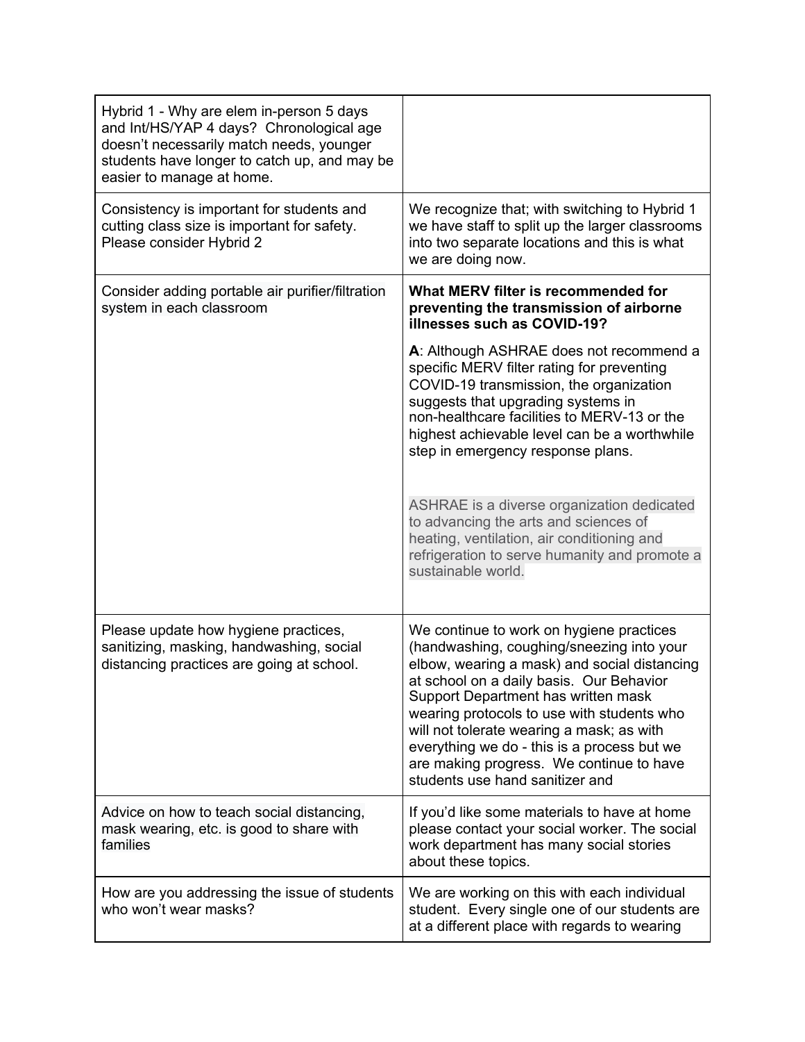| | |
|---|---|
| Hybrid 1 - Why are elem in-person 5 days and Int/HS/YAP 4 days? Chronological age doesn't necessarily match needs, younger students have longer to catch up, and may be easier to manage at home. | |
| Consistency is important for students and cutting class size is important for safety. Please consider Hybrid 2 | We recognize that; with switching to Hybrid 1 we have staff to split up the larger classrooms into two separate locations and this is what we are doing now. |
| Consider adding portable air purifier/filtration system in each classroom | **What MERV filter is recommended for preventing the transmission of airborne illnesses such as COVID-19?**<br><br>**A**: Although ASHRAE does not recommend a specific MERV filter rating for preventing COVID-19 transmission, the organization suggests that upgrading systems in non-healthcare facilities to MERV-13 or the highest achievable level can be a worthwhile step in emergency response plans.<br><br>ASHRAE is a diverse organization dedicated to advancing the arts and sciences of heating, ventilation, air conditioning and refrigeration to serve humanity and promote a sustainable world. |
| Please update how hygiene practices, sanitizing, masking, handwashing, social distancing practices are going at school. | We continue to work on hygiene practices (handwashing, coughing/sneezing into your elbow, wearing a mask) and social distancing at school on a daily basis. Our Behavior Support Department has written mask wearing protocols to use with students who will not tolerate wearing a mask; as with everything we do - this is a process but we are making progress. We continue to have students use hand sanitizer and |
| Advice on how to teach social distancing, mask wearing, etc. is good to share with families | If you'd like some materials to have at home please contact your social worker. The social work department has many social stories about these topics. |
| How are you addressing the issue of students who won't wear masks? | We are working on this with each individual student. Every single one of our students are at a different place with regards to wearing |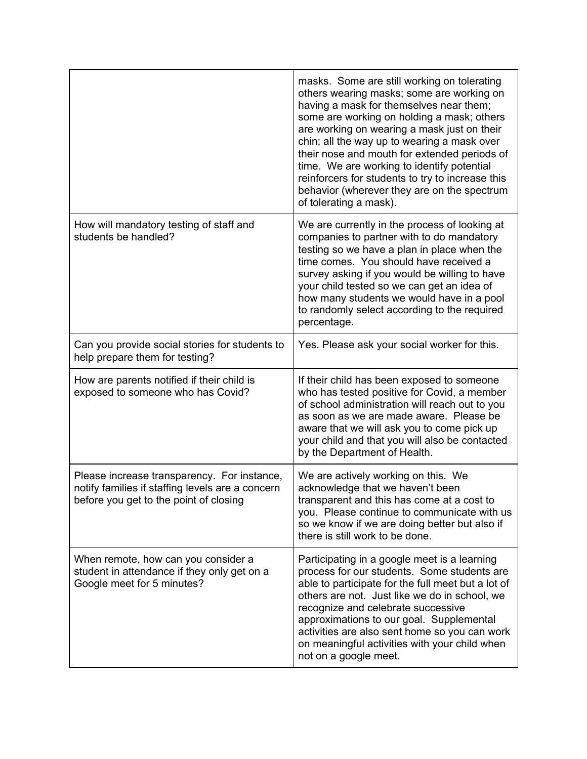| | |
|---|---|
| | masks. Some are still working on tolerating others wearing masks; some are working on having a mask for themselves near them; some are working on holding a mask; others are working on wearing a mask just on their chin; all the way up to wearing a mask over their nose and mouth for extended periods of time. We are working to identify potential reinforcers for students to try to increase this behavior (wherever they are on the spectrum of tolerating a mask). |
| How will mandatory testing of staff and students be handled? | We are currently in the process of looking at companies to partner with to do mandatory testing so we have a plan in place when the time comes. You should have received a survey asking if you would be willing to have your child tested so we can get an idea of how many students we would have in a pool to randomly select according to the required percentage. |
| Can you provide social stories for students to help prepare them for testing? | Yes. Please ask your social worker for this. |
| How are parents notified if their child is exposed to someone who has Covid? | If their child has been exposed to someone who has tested positive for Covid, a member of school administration will reach out to you as soon as we are made aware. Please be aware that we will ask you to come pick up your child and that you will also be contacted by the Department of Health. |
| Please increase transparency. For instance, notify families if staffing levels are a concern before you get to the point of closing | We are actively working on this. We acknowledge that we haven't been transparent and this has come at a cost to you. Please continue to communicate with us so we know if we are doing better but also if there is still work to be done. |
| When remote, how can you consider a student in attendance if they only get on a Google meet for 5 minutes? | Participating in a google meet is a learning process for our students. Some students are able to participate for the full meet but a lot of others are not. Just like we do in school, we recognize and celebrate successive approximations to our goal. Supplemental activities are also sent home so you can work on meaningful activities with your child when not on a google meet. |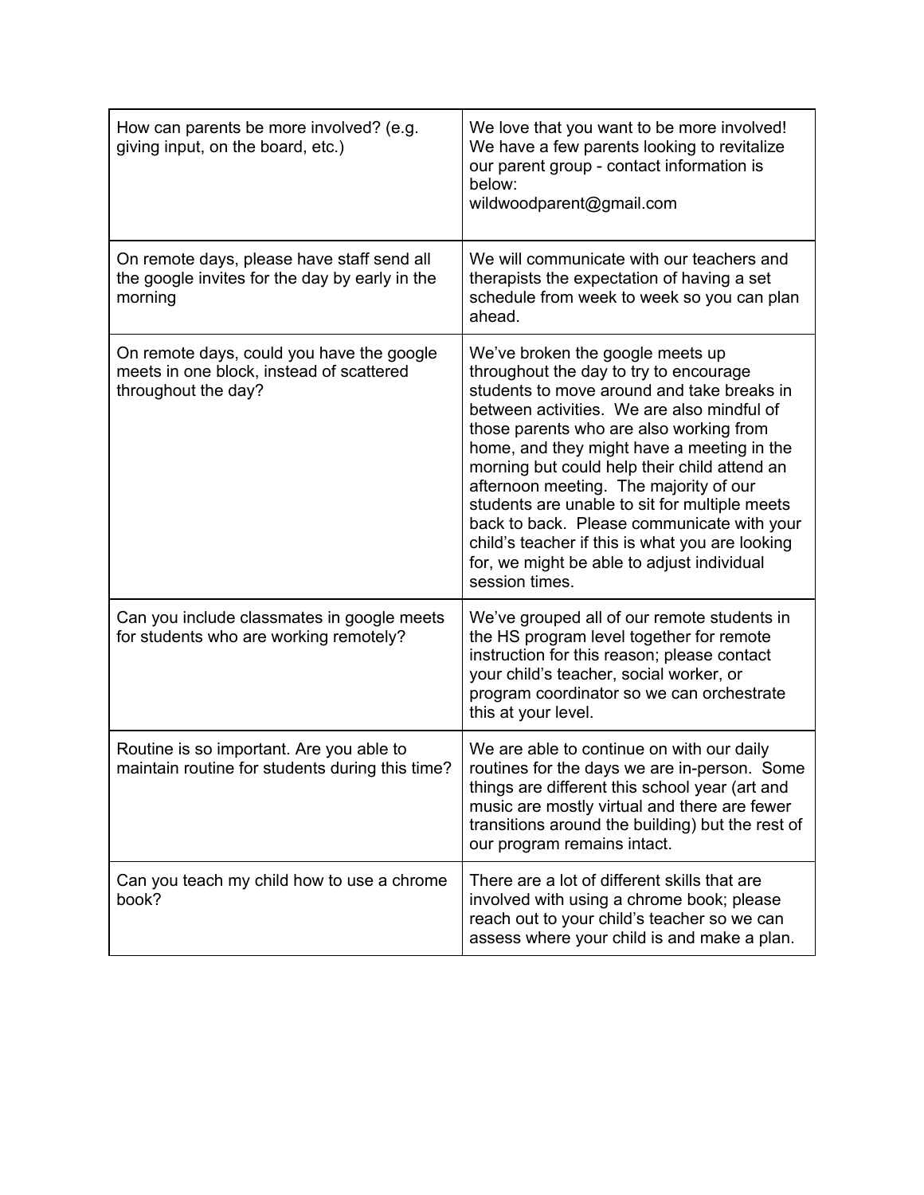| | |
|---|---|
| How can parents be more involved? (e.g. giving input, on the board, etc.) | We love that you want to be more involved! We have a few parents looking to revitalize our parent group - contact information is below:<br>wildwoodparent@gmail.com |
| On remote days, please have staff send all the google invites for the day by early in the morning | We will communicate with our teachers and therapists the expectation of having a set schedule from week to week so you can plan ahead. |
| On remote days, could you have the google meets in one block, instead of scattered throughout the day? | We've broken the google meets up throughout the day to try to encourage students to move around and take breaks in between activities. We are also mindful of those parents who are also working from home, and they might have a meeting in the morning but could help their child attend an afternoon meeting. The majority of our students are unable to sit for multiple meets back to back. Please communicate with your child's teacher if this is what you are looking for, we might be able to adjust individual session times. |
| Can you include classmates in google meets for students who are working remotely? | We've grouped all of our remote students in the HS program level together for remote instruction for this reason; please contact your child's teacher, social worker, or program coordinator so we can orchestrate this at your level. |
| Routine is so important. Are you able to maintain routine for students during this time? | We are able to continue on with our daily routines for the days we are in-person. Some things are different this school year (art and music are mostly virtual and there are fewer transitions around the building) but the rest of our program remains intact. |
| Can you teach my child how to use a chrome book? | There are a lot of different skills that are involved with using a chrome book; please reach out to your child's teacher so we can assess where your child is and make a plan. |